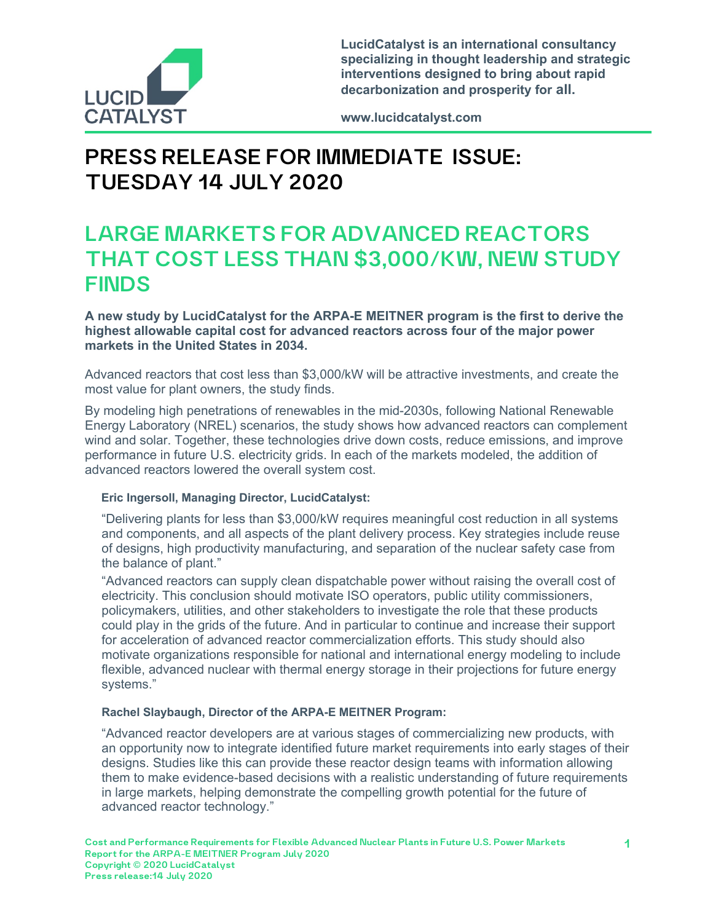LucidCatalyst is an international consultancy specializing in thought leadership and strategic interventions designed to bring about rapid decarbonization and prosperity for all.

www.lucidcatalyst.com

# PRESS RELEASE FOR IMMEDIATE ISSUE: TUESDAY 14 JULY 2020

## LARGE MARKETS FOR ADVANCED REACTORS THAT COST LESS THAN $3,000/KW, NEW STUDY FINDS

**A new study by LucidCatalyst for the ARPA-E MEITNER program is the first to derive the highest allowable capital cost for advanced reactors across four of the major power markets in the United States in 2034.**

Advanced reactors that cost less than $3,000/kW will be attractive investments, and create the most value for plant owners, the study finds.

By modeling high penetrations of renewables in the mid-2030s, following National Renewable Energy Laboratory (NREL) scenarios, the study shows how advanced reactors can complement wind and solar. Together, these technologies drive down costs, reduce emissions, and improve performance in future U.S. electricity grids. In each of the markets modeled, the addition of advanced reactors lowered the overall system cost.

**Eric Ingersoll, Managing Director, LucidCatalyst:**

"Delivering plants for less than $3,000/kW requires meaningful cost reduction in all systems and components, and all aspects of the plant delivery process. Key strategies include reuse of designs, high productivity manufacturing, and separation of the nuclear safety case from the balance of plant."

"Advanced reactors can supply clean dispatchable power without raising the overall cost of electricity. This conclusion should motivate ISO operators, public utility commissioners, policymakers, utilities, and other stakeholders to investigate the role that these products could play in the grids of the future. And in particular to continue and increase their support for acceleration of advanced reactor commercialization efforts. This study should also motivate organizations responsible for national and international energy modeling to include flexible, advanced nuclear with thermal energy storage in their projections for future energy systems."

**Rachel Slaybaugh, Director of the ARPA-E MEITNER Program:**

"Advanced reactor developers are at various stages of commercializing new products, with an opportunity now to integrate identified future market requirements into early stages of their designs. Studies like this can provide these reactor design teams with information allowing them to make evidence-based decisions with a realistic understanding of future requirements in large markets, helping demonstrate the compelling growth potential for the future of advanced reactor technology."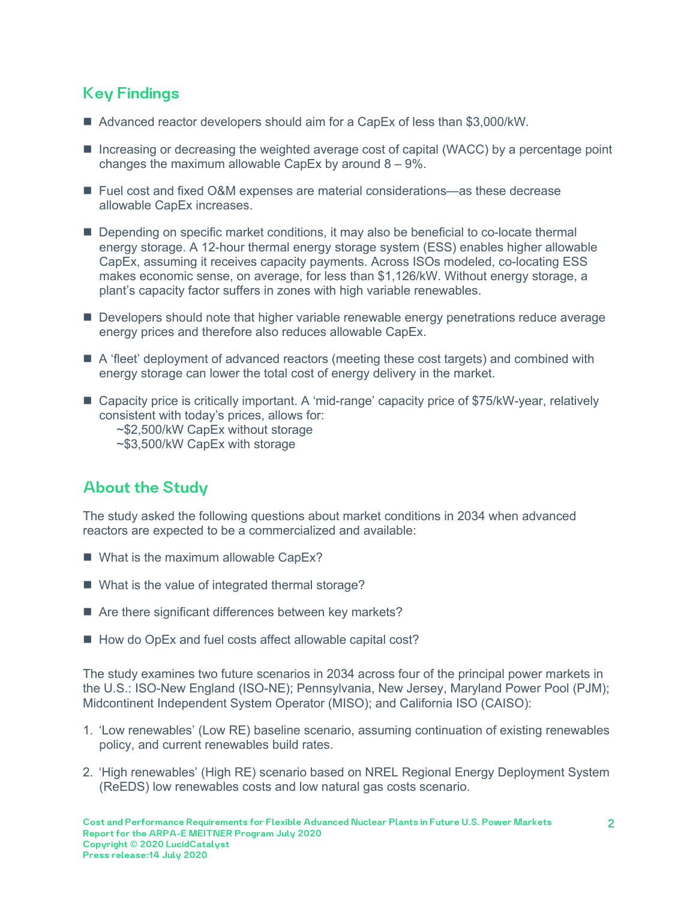## Key Findings

- Advanced reactor developers should aim for a CapEx of less than $3,000/kW.
- Increasing or decreasing the weighted average cost of capital (WACC) by a percentage point changes the maximum allowable CapEx by around 8 – 9%.
- Fuel cost and fixed O&M expenses are material considerations—as these decrease allowable CapEx increases.
- Depending on specific market conditions, it may also be beneficial to co-locate thermal energy storage. A 12-hour thermal energy storage system (ESS) enables higher allowable CapEx, assuming it receives capacity payments. Across ISOs modeled, co-locating ESS makes economic sense, on average, for less than $1,126/kW. Without energy storage, a plant's capacity factor suffers in zones with high variable renewables.
- Developers should note that higher variable renewable energy penetrations reduce average energy prices and therefore also reduces allowable CapEx.
- A 'fleet' deployment of advanced reactors (meeting these cost targets) and combined with energy storage can lower the total cost of energy delivery in the market.
- Capacity price is critically important. A 'mid-range' capacity price of $75/kW-year, relatively consistent with today's prices, allows for:
  - ~$2,500/kW CapEx without storage
  - ~$3,500/kW CapEx with storage

## About the Study

The study asked the following questions about market conditions in 2034 when advanced reactors are expected to be a commercialized and available:

- What is the maximum allowable CapEx?
- What is the value of integrated thermal storage?
- Are there significant differences between key markets?
- How do OpEx and fuel costs affect allowable capital cost?

The study examines two future scenarios in 2034 across four of the principal power markets in the U.S.: ISO-New England (ISO-NE); Pennsylvania, New Jersey, Maryland Power Pool (PJM); Midcontinent Independent System Operator (MISO); and California ISO (CAISO):

1. 'Low renewables' (Low RE) baseline scenario, assuming continuation of existing renewables policy, and current renewables build rates.
2. 'High renewables' (High RE) scenario based on NREL Regional Energy Deployment System (ReEDS) low renewables costs and low natural gas costs scenario.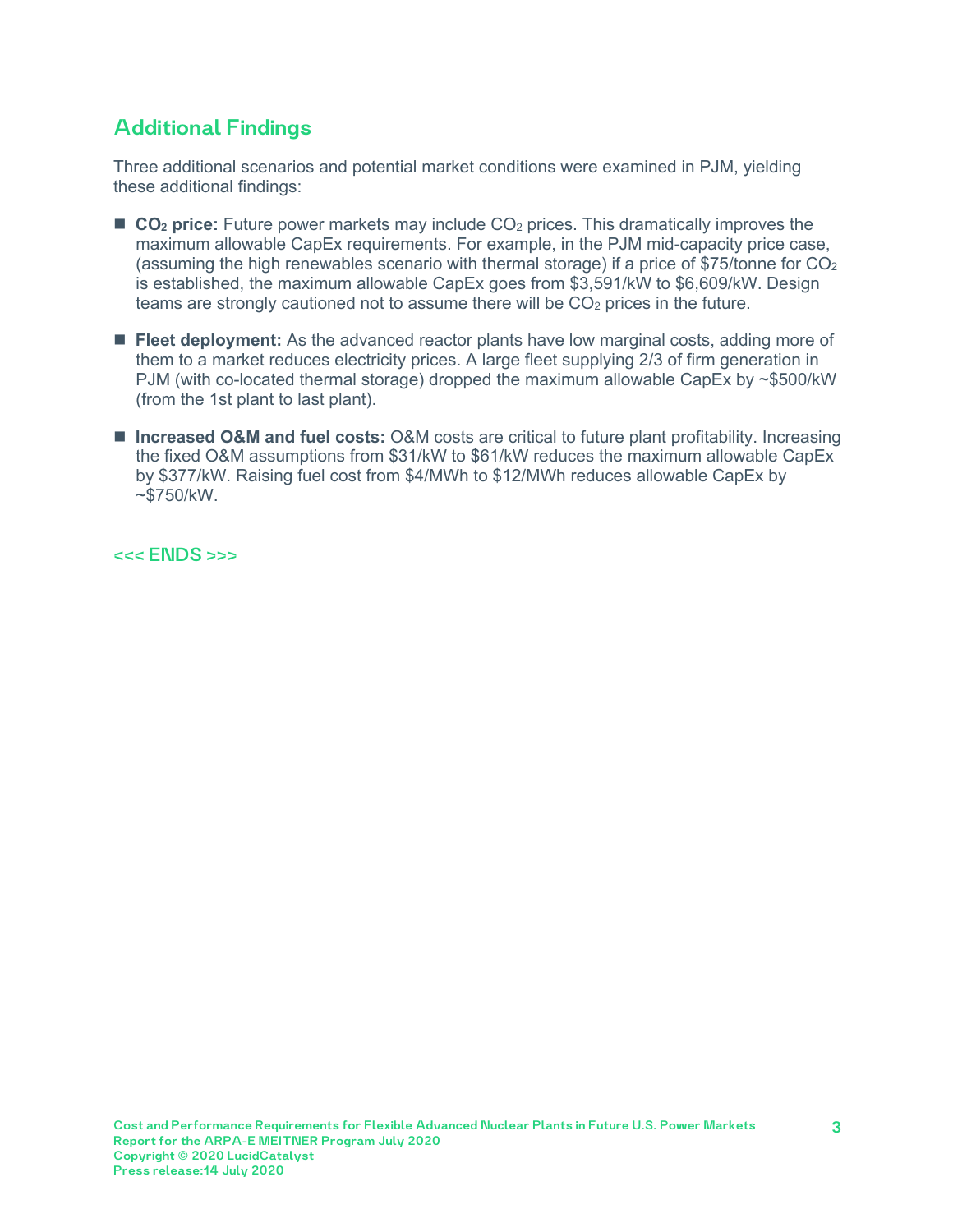## Additional Findings

Three additional scenarios and potential market conditions were examined in PJM, yielding these additional findings:

- **$CO_2$ price:** Future power markets may include $CO_2$ prices. This dramatically improves the maximum allowable CapEx requirements. For example, in the PJM mid-capacity price case, (assuming the high renewables scenario with thermal storage) if a price of $75/tonne for $CO_2$ is established, the maximum allowable CapEx goes from $3,591/kW to $6,609/kW. Design teams are strongly cautioned not to assume there will be $CO_2$ prices in the future.
- **Fleet deployment:** As the advanced reactor plants have low marginal costs, adding more of them to a market reduces electricity prices. A large fleet supplying 2/3 of firm generation in PJM (with co-located thermal storage) dropped the maximum allowable CapEx by ~$500/kW (from the 1st plant to last plant).
- **Increased O&M and fuel costs:** O&M costs are critical to future plant profitability. Increasing the fixed O&M assumptions from $31/kW to $61/kW reduces the maximum allowable CapEx by $377/kW. Raising fuel cost from $4/MWh to $12/MWh reduces allowable CapEx by ~$750/kW.

<<< ENDS >>>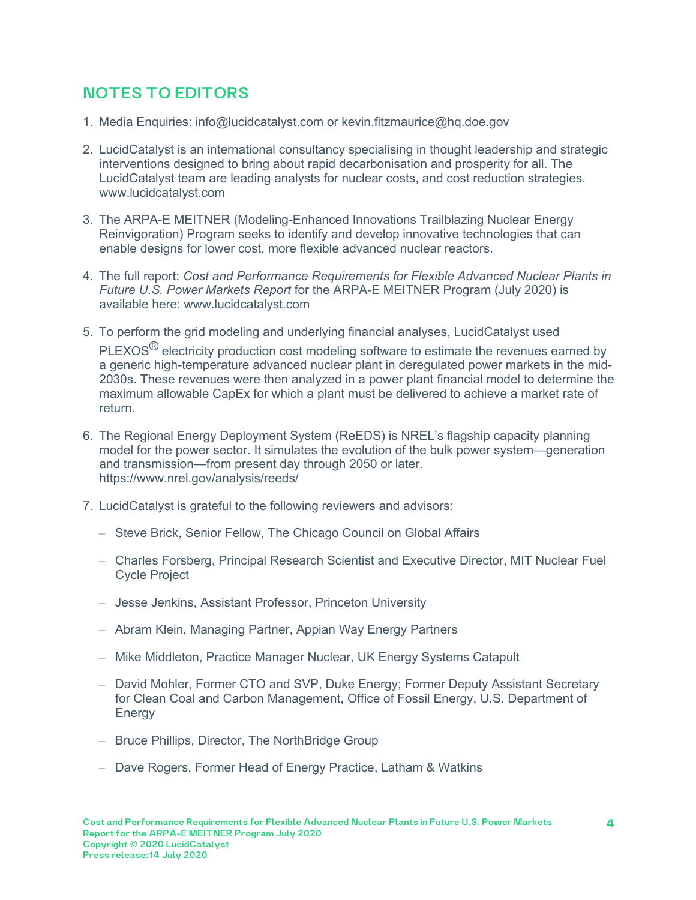## NOTES TO EDITORS

1. Media Enquiries: info@lucidcatalyst.com or kevin.fitzmaurice@hq.doe.gov

2. LucidCatalyst is an international consultancy specialising in thought leadership and strategic interventions designed to bring about rapid decarbonisation and prosperity for all. The LucidCatalyst team are leading analysts for nuclear costs, and cost reduction strategies. www.lucidcatalyst.com

3. The ARPA-E MEITNER (Modeling-Enhanced Innovations Trailblazing Nuclear Energy Reinvigoration) Program seeks to identify and develop innovative technologies that can enable designs for lower cost, more flexible advanced nuclear reactors.

4. The full report: *Cost and Performance Requirements for Flexible Advanced Nuclear Plants in Future U.S. Power Markets Report* for the ARPA-E MEITNER Program (July 2020) is available here: www.lucidcatalyst.com

5. To perform the grid modeling and underlying financial analyses, LucidCatalyst used PLEXOS® electricity production cost modeling software to estimate the revenues earned by a generic high-temperature advanced nuclear plant in deregulated power markets in the mid-2030s. These revenues were then analyzed in a power plant financial model to determine the maximum allowable CapEx for which a plant must be delivered to achieve a market rate of return.

6. The Regional Energy Deployment System (ReEDS) is NREL's flagship capacity planning model for the power sector. It simulates the evolution of the bulk power system—generation and transmission—from present day through 2050 or later. https://www.nrel.gov/analysis/reeds/

7. LucidCatalyst is grateful to the following reviewers and advisors:
   - Steve Brick, Senior Fellow, The Chicago Council on Global Affairs
   - Charles Forsberg, Principal Research Scientist and Executive Director, MIT Nuclear Fuel Cycle Project
   - Jesse Jenkins, Assistant Professor, Princeton University
   - Abram Klein, Managing Partner, Appian Way Energy Partners
   - Mike Middleton, Practice Manager Nuclear, UK Energy Systems Catapult
   - David Mohler, Former CTO and SVP, Duke Energy; Former Deputy Assistant Secretary for Clean Coal and Carbon Management, Office of Fossil Energy, U.S. Department of Energy
   - Bruce Phillips, Director, The NorthBridge Group
   - Dave Rogers, Former Head of Energy Practice, Latham & Watkins